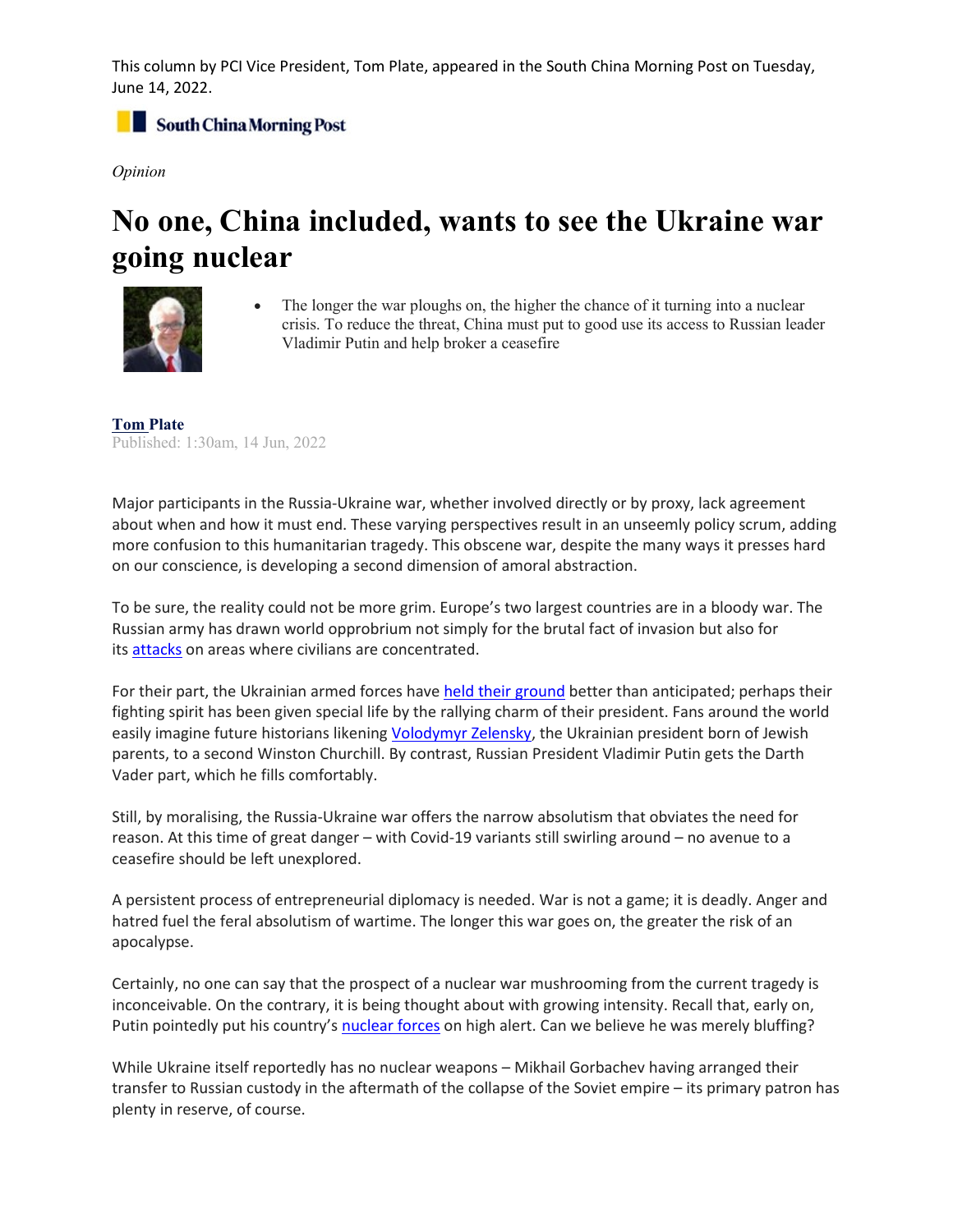This column by PCI Vice President, Tom Plate, appeared in the South China Morning Post on Tuesday, June 14, 2022.

**South China Morning Post**

*Opinion*

# No one, China included, wants to see the Ukraine war going nuclear

- The longer the war ploughs on, the higher the chance of it turning into a nuclear crisis. To reduce the threat, China must put to good use its access to Russian leader Vladimir Putin and help broker a ceasefire

**Tom Plate**
Published: 1:30am, 14 Jun, 2022

Major participants in the Russia-Ukraine war, whether involved directly or by proxy, lack agreement about when and how it must end. These varying perspectives result in an unseemly policy scrum, adding more confusion to this humanitarian tragedy. This obscene war, despite the many ways it presses hard on our conscience, is developing a second dimension of amoral abstraction.

To be sure, the reality could not be more grim. Europe's two largest countries are in a bloody war. The Russian army has drawn world opprobrium not simply for the brutal fact of invasion but also for its attacks on areas where civilians are concentrated.

For their part, the Ukrainian armed forces have held their ground better than anticipated; perhaps their fighting spirit has been given special life by the rallying charm of their president. Fans around the world easily imagine future historians likening Volodymyr Zelensky, the Ukrainian president born of Jewish parents, to a second Winston Churchill. By contrast, Russian President Vladimir Putin gets the Darth Vader part, which he fills comfortably.

Still, by moralising, the Russia-Ukraine war offers the narrow absolutism that obviates the need for reason. At this time of great danger – with Covid-19 variants still swirling around – no avenue to a ceasefire should be left unexplored.

A persistent process of entrepreneurial diplomacy is needed. War is not a game; it is deadly. Anger and hatred fuel the feral absolutism of wartime. The longer this war goes on, the greater the risk of an apocalypse.

Certainly, no one can say that the prospect of a nuclear war mushrooming from the current tragedy is inconceivable. On the contrary, it is being thought about with growing intensity. Recall that, early on, Putin pointedly put his country's nuclear forces on high alert. Can we believe he was merely bluffing?

While Ukraine itself reportedly has no nuclear weapons – Mikhail Gorbachev having arranged their transfer to Russian custody in the aftermath of the collapse of the Soviet empire – its primary patron has plenty in reserve, of course.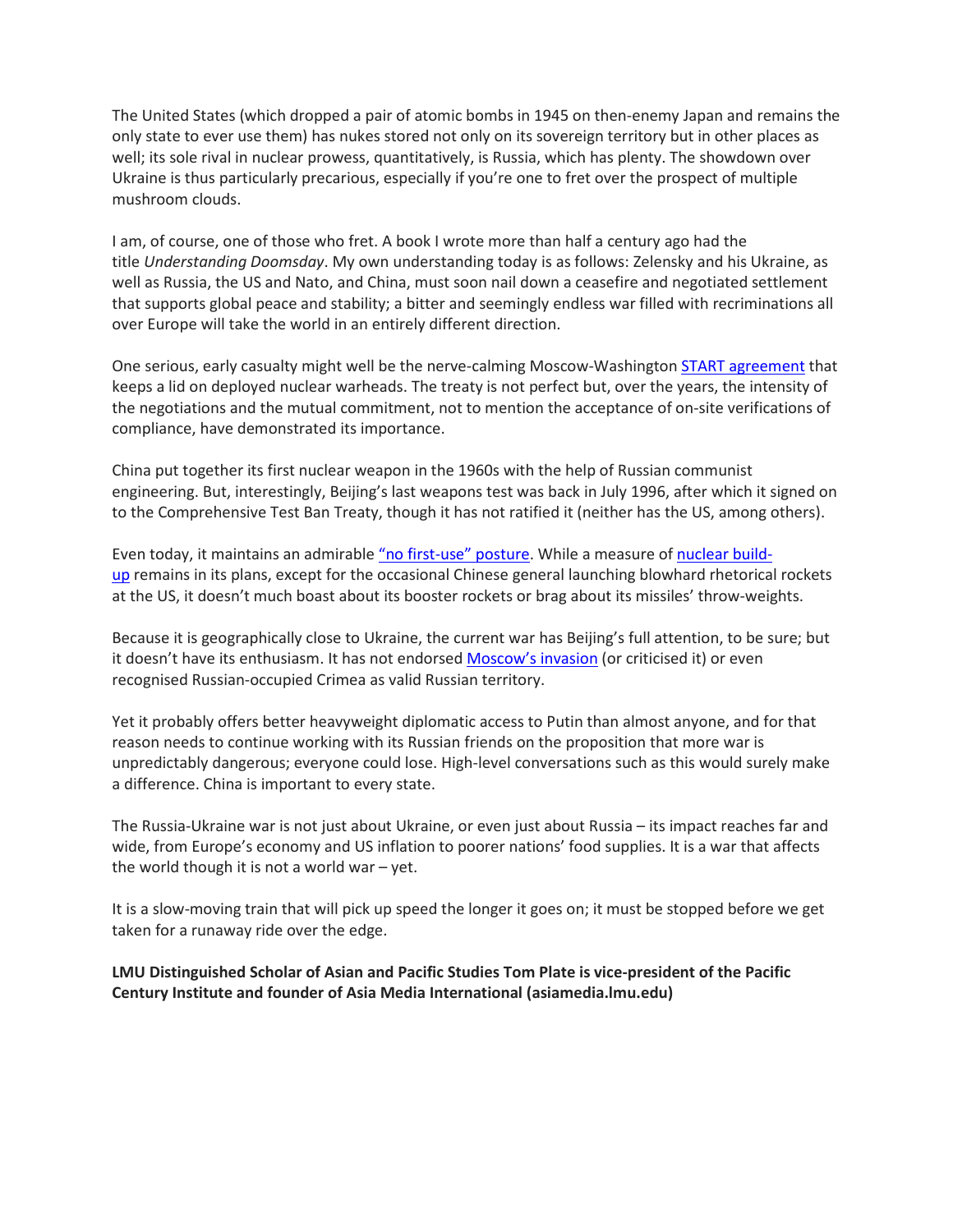The United States (which dropped a pair of atomic bombs in 1945 on then-enemy Japan and remains the only state to ever use them) has nukes stored not only on its sovereign territory but in other places as well; its sole rival in nuclear prowess, quantitatively, is Russia, which has plenty. The showdown over Ukraine is thus particularly precarious, especially if you're one to fret over the prospect of multiple mushroom clouds.

I am, of course, one of those who fret. A book I wrote more than half a century ago had the title *Understanding Doomsday*. My own understanding today is as follows: Zelensky and his Ukraine, as well as Russia, the US and Nato, and China, must soon nail down a ceasefire and negotiated settlement that supports global peace and stability; a bitter and seemingly endless war filled with recriminations all over Europe will take the world in an entirely different direction.

One serious, early casualty might well be the nerve-calming Moscow-Washington START agreement that keeps a lid on deployed nuclear warheads. The treaty is not perfect but, over the years, the intensity of the negotiations and the mutual commitment, not to mention the acceptance of on-site verifications of compliance, have demonstrated its importance.

China put together its first nuclear weapon in the 1960s with the help of Russian communist engineering. But, interestingly, Beijing's last weapons test was back in July 1996, after which it signed on to the Comprehensive Test Ban Treaty, though it has not ratified it (neither has the US, among others).

Even today, it maintains an admirable "no first-use" posture. While a measure of nuclear build-up remains in its plans, except for the occasional Chinese general launching blowhard rhetorical rockets at the US, it doesn't much boast about its booster rockets or brag about its missiles' throw-weights.

Because it is geographically close to Ukraine, the current war has Beijing's full attention, to be sure; but it doesn't have its enthusiasm. It has not endorsed Moscow's invasion (or criticised it) or even recognised Russian-occupied Crimea as valid Russian territory.

Yet it probably offers better heavyweight diplomatic access to Putin than almost anyone, and for that reason needs to continue working with its Russian friends on the proposition that more war is unpredictably dangerous; everyone could lose. High-level conversations such as this would surely make a difference. China is important to every state.

The Russia-Ukraine war is not just about Ukraine, or even just about Russia – its impact reaches far and wide, from Europe's economy and US inflation to poorer nations' food supplies. It is a war that affects the world though it is not a world war – yet.

It is a slow-moving train that will pick up speed the longer it goes on; it must be stopped before we get taken for a runaway ride over the edge.

**LMU Distinguished Scholar of Asian and Pacific Studies Tom Plate is vice-president of the Pacific Century Institute and founder of Asia Media International (asiamedia.lmu.edu)**